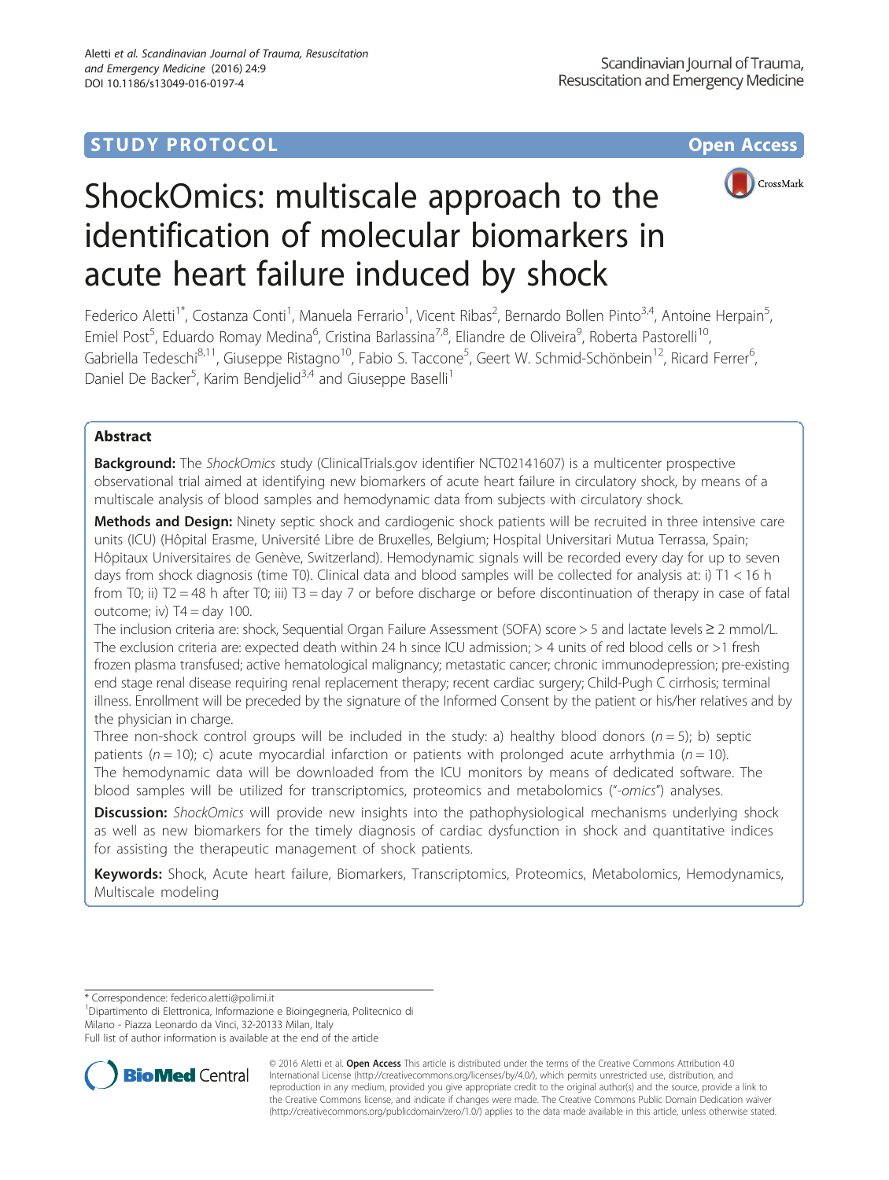STUDY PROTOCOL

Open Access

# ShockOmics: multiscale approach to the identification of molecular biomarkers in acute heart failure induced by shock

Federico Aletti[1*], Costanza Conti[1], Manuela Ferrario[1], Vicent Ribas[2], Bernardo Bollen Pinto[3,4], Antoine Herpain[5], Emiel Post[5], Eduardo Romay Medina[6], Cristina Barlassina[7,8], Eliandre de Oliveira[9], Roberta Pastorelli[10], Gabriella Tedeschi[8,11], Giuseppe Ristagno[10], Fabio S. Taccone[5], Geert W. Schmid-Schönbein[12], Ricard Ferrer[6], Daniel De Backer[5], Karim Bendjelid[3,4] and Giuseppe Baselli[1]

## Abstract

**Background:** The *ShockOmics* study (ClinicalTrials.gov identifier NCT02141607) is a multicenter prospective observational trial aimed at identifying new biomarkers of acute heart failure in circulatory shock, by means of a multiscale analysis of blood samples and hemodynamic data from subjects with circulatory shock.

**Methods and Design:** Ninety septic shock and cardiogenic shock patients will be recruited in three intensive care units (ICU) (Hôpital Erasme, Université Libre de Bruxelles, Belgium; Hospital Universitari Mutua Terrassa, Spain; Hôpitaux Universitaires de Genève, Switzerland). Hemodynamic signals will be recorded every day for up to seven days from shock diagnosis (time T0). Clinical data and blood samples will be collected for analysis at: i) T1 < 16 h from T0; ii) T2 = 48 h after T0; iii) T3 = day 7 or before discharge or before discontinuation of therapy in case of fatal outcome; iv) T4 = day 100.

The inclusion criteria are: shock, Sequential Organ Failure Assessment (SOFA) score > 5 and lactate levels ≥ 2 mmol/L. The exclusion criteria are: expected death within 24 h since ICU admission; > 4 units of red blood cells or >1 fresh frozen plasma transfused; active hematological malignancy; metastatic cancer; chronic immunodepression; pre-existing end stage renal disease requiring renal replacement therapy; recent cardiac surgery; Child-Pugh C cirrhosis; terminal illness. Enrollment will be preceded by the signature of the Informed Consent by the patient or his/her relatives and by the physician in charge.

Three non-shock control groups will be included in the study: a) healthy blood donors ($n = 5$); b) septic patients ($n = 10$); c) acute myocardial infarction or patients with prolonged acute arrhythmia ($n = 10$).

The hemodynamic data will be downloaded from the ICU monitors by means of dedicated software. The blood samples will be utilized for transcriptomics, proteomics and metabolomics ("*-omics*") analyses.

**Discussion:** *ShockOmics* will provide new insights into the pathophysiological mechanisms underlying shock as well as new biomarkers for the timely diagnosis of cardiac dysfunction in shock and quantitative indices for assisting the therapeutic management of shock patients.

**Keywords:** Shock, Acute heart failure, Biomarkers, Transcriptomics, Proteomics, Metabolomics, Hemodynamics, Multiscale modeling

\* Correspondence: federico.aletti@polimi.it
[1]Dipartimento di Elettronica, Informazione e Bioingegneria, Politecnico di Milano - Piazza Leonardo da Vinci, 32-20133 Milan, Italy
Full list of author information is available at the end of the article

© 2016 Aletti et al. **Open Access** This article is distributed under the terms of the Creative Commons Attribution 4.0 International License (http://creativecommons.org/licenses/by/4.0/), which permits unrestricted use, distribution, and reproduction in any medium, provided you give appropriate credit to the original author(s) and the source, provide a link to the Creative Commons license, and indicate if changes were made. The Creative Commons Public Domain Dedication waiver (http://creativecommons.org/publicdomain/zero/1.0/) applies to the data made available in this article, unless otherwise stated.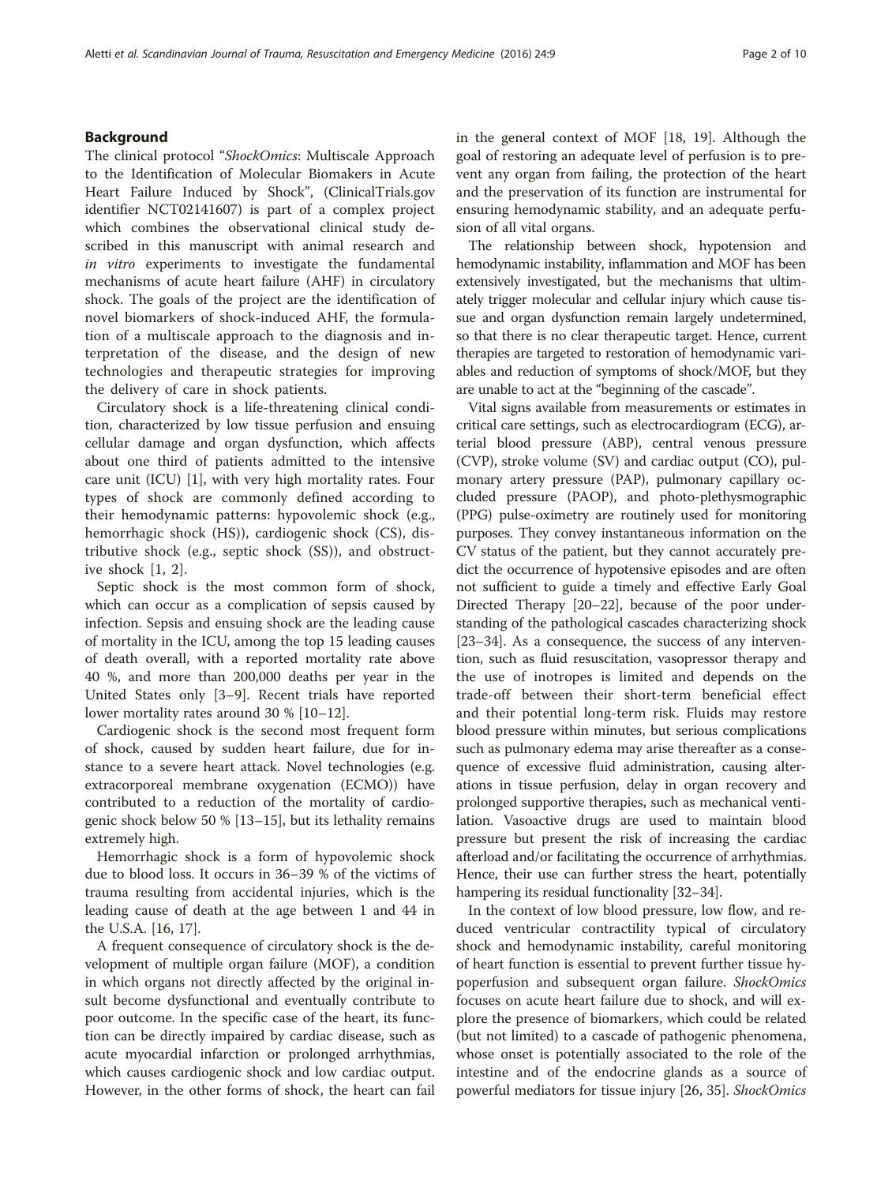## Background

The clinical protocol "*ShockOmics*: Multiscale Approach to the Identification of Molecular Biomakers in Acute Heart Failure Induced by Shock", (ClinicalTrials.gov identifier NCT02141607) is part of a complex project which combines the observational clinical study described in this manuscript with animal research and *in vitro* experiments to investigate the fundamental mechanisms of acute heart failure (AHF) in circulatory shock. The goals of the project are the identification of novel biomarkers of shock-induced AHF, the formulation of a multiscale approach to the diagnosis and interpretation of the disease, and the design of new technologies and therapeutic strategies for improving the delivery of care in shock patients.

Circulatory shock is a life-threatening clinical condition, characterized by low tissue perfusion and ensuing cellular damage and organ dysfunction, which affects about one third of patients admitted to the intensive care unit (ICU) [1], with very high mortality rates. Four types of shock are commonly defined according to their hemodynamic patterns: hypovolemic shock (e.g., hemorrhagic shock (HS)), cardiogenic shock (CS), distributive shock (e.g., septic shock (SS)), and obstructive shock [1, 2].

Septic shock is the most common form of shock, which can occur as a complication of sepsis caused by infection. Sepsis and ensuing shock are the leading cause of mortality in the ICU, among the top 15 leading causes of death overall, with a reported mortality rate above 40 %, and more than 200,000 deaths per year in the United States only [3–9]. Recent trials have reported lower mortality rates around 30 % [10–12].

Cardiogenic shock is the second most frequent form of shock, caused by sudden heart failure, due for instance to a severe heart attack. Novel technologies (e.g. extracorporeal membrane oxygenation (ECMO)) have contributed to a reduction of the mortality of cardiogenic shock below 50 % [13–15], but its lethality remains extremely high.

Hemorrhagic shock is a form of hypovolemic shock due to blood loss. It occurs in 36–39 % of the victims of trauma resulting from accidental injuries, which is the leading cause of death at the age between 1 and 44 in the U.S.A. [16, 17].

A frequent consequence of circulatory shock is the development of multiple organ failure (MOF), a condition in which organs not directly affected by the original insult become dysfunctional and eventually contribute to poor outcome. In the specific case of the heart, its function can be directly impaired by cardiac disease, such as acute myocardial infarction or prolonged arrhythmias, which causes cardiogenic shock and low cardiac output. However, in the other forms of shock, the heart can fail in the general context of MOF [18, 19]. Although the goal of restoring an adequate level of perfusion is to prevent any organ from failing, the protection of the heart and the preservation of its function are instrumental for ensuring hemodynamic stability, and an adequate perfusion of all vital organs.

The relationship between shock, hypotension and hemodynamic instability, inflammation and MOF has been extensively investigated, but the mechanisms that ultimately trigger molecular and cellular injury which cause tissue and organ dysfunction remain largely undetermined, so that there is no clear therapeutic target. Hence, current therapies are targeted to restoration of hemodynamic variables and reduction of symptoms of shock/MOF, but they are unable to act at the "beginning of the cascade".

Vital signs available from measurements or estimates in critical care settings, such as electrocardiogram (ECG), arterial blood pressure (ABP), central venous pressure (CVP), stroke volume (SV) and cardiac output (CO), pulmonary artery pressure (PAP), pulmonary capillary occluded pressure (PAOP), and photo-plethysmographic (PPG) pulse-oximetry are routinely used for monitoring purposes. They convey instantaneous information on the CV status of the patient, but they cannot accurately predict the occurrence of hypotensive episodes and are often not sufficient to guide a timely and effective Early Goal Directed Therapy [20–22], because of the poor understanding of the pathological cascades characterizing shock [23–34]. As a consequence, the success of any intervention, such as fluid resuscitation, vasopressor therapy and the use of inotropes is limited and depends on the trade-off between their short-term beneficial effect and their potential long-term risk. Fluids may restore blood pressure within minutes, but serious complications such as pulmonary edema may arise thereafter as a consequence of excessive fluid administration, causing alterations in tissue perfusion, delay in organ recovery and prolonged supportive therapies, such as mechanical ventilation. Vasoactive drugs are used to maintain blood pressure but present the risk of increasing the cardiac afterload and/or facilitating the occurrence of arrhythmias. Hence, their use can further stress the heart, potentially hampering its residual functionality [32–34].

In the context of low blood pressure, low flow, and reduced ventricular contractility typical of circulatory shock and hemodynamic instability, careful monitoring of heart function is essential to prevent further tissue hypoperfusion and subsequent organ failure. *ShockOmics* focuses on acute heart failure due to shock, and will explore the presence of biomarkers, which could be related (but not limited) to a cascade of pathogenic phenomena, whose onset is potentially associated to the role of the intestine and of the endocrine glands as a source of powerful mediators for tissue injury [26, 35]. *ShockOmics*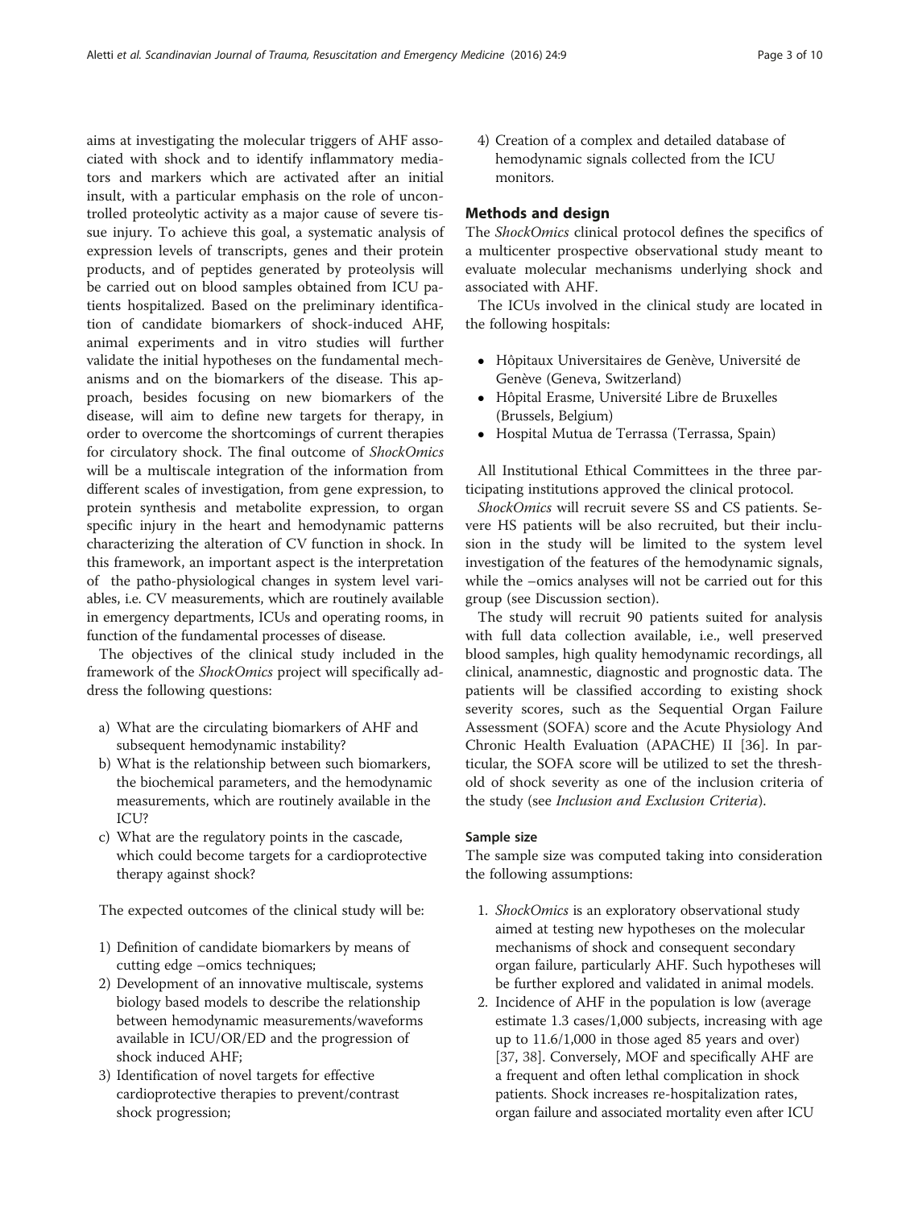aims at investigating the molecular triggers of AHF associated with shock and to identify inflammatory mediators and markers which are activated after an initial insult, with a particular emphasis on the role of uncontrolled proteolytic activity as a major cause of severe tissue injury. To achieve this goal, a systematic analysis of expression levels of transcripts, genes and their protein products, and of peptides generated by proteolysis will be carried out on blood samples obtained from ICU patients hospitalized. Based on the preliminary identification of candidate biomarkers of shock-induced AHF, animal experiments and in vitro studies will further validate the initial hypotheses on the fundamental mechanisms and on the biomarkers of the disease. This approach, besides focusing on new biomarkers of the disease, will aim to define new targets for therapy, in order to overcome the shortcomings of current therapies for circulatory shock. The final outcome of *ShockOmics* will be a multiscale integration of the information from different scales of investigation, from gene expression, to protein synthesis and metabolite expression, to organ specific injury in the heart and hemodynamic patterns characterizing the alteration of CV function in shock. In this framework, an important aspect is the interpretation of the patho-physiological changes in system level variables, i.e. CV measurements, which are routinely available in emergency departments, ICUs and operating rooms, in function of the fundamental processes of disease.

The objectives of the clinical study included in the framework of the *ShockOmics* project will specifically address the following questions:

a) What are the circulating biomarkers of AHF and subsequent hemodynamic instability?
b) What is the relationship between such biomarkers, the biochemical parameters, and the hemodynamic measurements, which are routinely available in the ICU?
c) What are the regulatory points in the cascade, which could become targets for a cardioprotective therapy against shock?

The expected outcomes of the clinical study will be:

1) Definition of candidate biomarkers by means of cutting edge –omics techniques;
2) Development of an innovative multiscale, systems biology based models to describe the relationship between hemodynamic measurements/waveforms available in ICU/OR/ED and the progression of shock induced AHF;
3) Identification of novel targets for effective cardioprotective therapies to prevent/contrast shock progression;
4) Creation of a complex and detailed database of hemodynamic signals collected from the ICU monitors.

## Methods and design

The *ShockOmics* clinical protocol defines the specifics of a multicenter prospective observational study meant to evaluate molecular mechanisms underlying shock and associated with AHF.

The ICUs involved in the clinical study are located in the following hospitals:

- Hôpitaux Universitaires de Genève, Université de Genève (Geneva, Switzerland)
- Hôpital Erasme, Université Libre de Bruxelles (Brussels, Belgium)
- Hospital Mutua de Terrassa (Terrassa, Spain)

All Institutional Ethical Committees in the three participating institutions approved the clinical protocol.

*ShockOmics* will recruit severe SS and CS patients. Severe HS patients will be also recruited, but their inclusion in the study will be limited to the system level investigation of the features of the hemodynamic signals, while the –omics analyses will not be carried out for this group (see Discussion section).

The study will recruit 90 patients suited for analysis with full data collection available, i.e., well preserved blood samples, high quality hemodynamic recordings, all clinical, anamnestic, diagnostic and prognostic data. The patients will be classified according to existing shock severity scores, such as the Sequential Organ Failure Assessment (SOFA) score and the Acute Physiology And Chronic Health Evaluation (APACHE) II [36]. In particular, the SOFA score will be utilized to set the threshold of shock severity as one of the inclusion criteria of the study (see *Inclusion and Exclusion Criteria*).

### Sample size

The sample size was computed taking into consideration the following assumptions:

1. *ShockOmics* is an exploratory observational study aimed at testing new hypotheses on the molecular mechanisms of shock and consequent secondary organ failure, particularly AHF. Such hypotheses will be further explored and validated in animal models.
2. Incidence of AHF in the population is low (average estimate 1.3 cases/1,000 subjects, increasing with age up to 11.6/1,000 in those aged 85 years and over) [37, 38]. Conversely, MOF and specifically AHF are a frequent and often lethal complication in shock patients. Shock increases re-hospitalization rates, organ failure and associated mortality even after ICU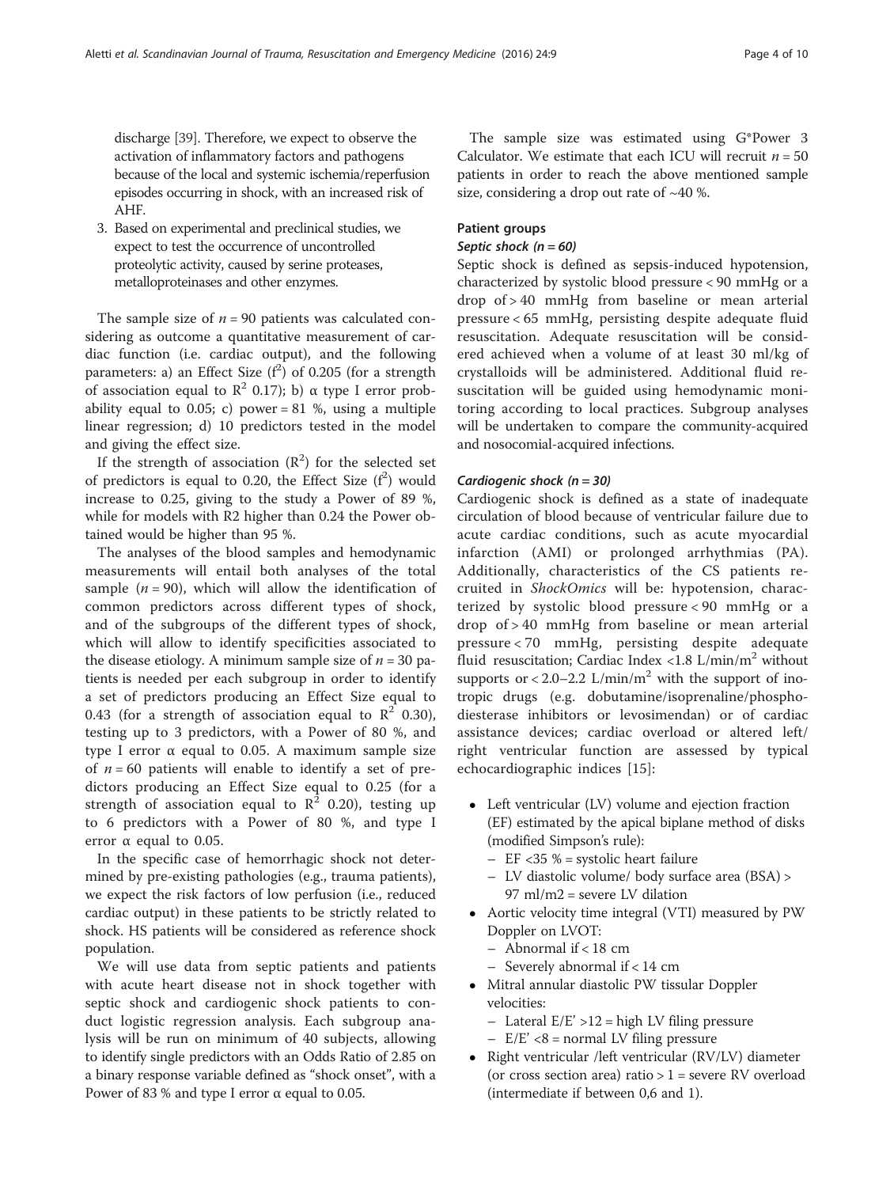discharge [39]. Therefore, we expect to observe the activation of inflammatory factors and pathogens because of the local and systemic ischemia/reperfusion episodes occurring in shock, with an increased risk of AHF.

3. Based on experimental and preclinical studies, we expect to test the occurrence of uncontrolled proteolytic activity, caused by serine proteases, metalloproteinases and other enzymes.

The sample size of $n = 90$ patients was calculated considering as outcome a quantitative measurement of cardiac function (i.e. cardiac output), and the following parameters: a) an Effect Size ($f^2$) of 0.205 (for a strength of association equal to $R^2$ 0.17); b) α type I error probability equal to 0.05; c) power = 81 %, using a multiple linear regression; d) 10 predictors tested in the model and giving the effect size.

If the strength of association ($R^2$) for the selected set of predictors is equal to 0.20, the Effect Size ($f^2$) would increase to 0.25, giving to the study a Power of 89 %, while for models with R2 higher than 0.24 the Power obtained would be higher than 95 %.

The analyses of the blood samples and hemodynamic measurements will entail both analyses of the total sample ($n = 90$), which will allow the identification of common predictors across different types of shock, and of the subgroups of the different types of shock, which will allow to identify specificities associated to the disease etiology. A minimum sample size of $n = 30$ patients is needed per each subgroup in order to identify a set of predictors producing an Effect Size equal to 0.43 (for a strength of association equal to $R^2$ 0.30), testing up to 3 predictors, with a Power of 80 %, and type I error α equal to 0.05. A maximum sample size of $n = 60$ patients will enable to identify a set of predictors producing an Effect Size equal to 0.25 (for a strength of association equal to $R^2$ 0.20), testing up to 6 predictors with a Power of 80 %, and type I error α equal to 0.05.

In the specific case of hemorrhagic shock not determined by pre-existing pathologies (e.g., trauma patients), we expect the risk factors of low perfusion (i.e., reduced cardiac output) in these patients to be strictly related to shock. HS patients will be considered as reference shock population.

We will use data from septic patients and patients with acute heart disease not in shock together with septic shock and cardiogenic shock patients to conduct logistic regression analysis. Each subgroup analysis will be run on minimum of 40 subjects, allowing to identify single predictors with an Odds Ratio of 2.85 on a binary response variable defined as "shock onset", with a Power of 83 % and type I error α equal to 0.05.

The sample size was estimated using G*Power 3 Calculator. We estimate that each ICU will recruit $n = 50$ patients in order to reach the above mentioned sample size, considering a drop out rate of ~40 %.

### Patient groups

#### *Septic shock (n = 60)*

Septic shock is defined as sepsis-induced hypotension, characterized by systolic blood pressure < 90 mmHg or a drop of > 40 mmHg from baseline or mean arterial pressure < 65 mmHg, persisting despite adequate fluid resuscitation. Adequate resuscitation will be considered achieved when a volume of at least 30 ml/kg of crystalloids will be administered. Additional fluid resuscitation will be guided using hemodynamic monitoring according to local practices. Subgroup analyses will be undertaken to compare the community-acquired and nosocomial-acquired infections.

#### *Cardiogenic shock (n = 30)*

Cardiogenic shock is defined as a state of inadequate circulation of blood because of ventricular failure due to acute cardiac conditions, such as acute myocardial infarction (AMI) or prolonged arrhythmias (PA). Additionally, characteristics of the CS patients recruited in *ShockOmics* will be: hypotension, characterized by systolic blood pressure < 90 mmHg or a drop of > 40 mmHg from baseline or mean arterial pressure < 70 mmHg, persisting despite adequate fluid resuscitation; Cardiac Index <1.8 L/min/m$^2$ without supports or < 2.0–2.2 L/min/m$^2$ with the support of inotropic drugs (e.g. dobutamine/isoprenaline/phosphodiesterase inhibitors or levosimendan) or of cardiac assistance devices; cardiac overload or altered left/right ventricular function are assessed by typical echocardiographic indices [15]:

- Left ventricular (LV) volume and ejection fraction (EF) estimated by the apical biplane method of disks (modified Simpson's rule):
  - EF <35 % = systolic heart failure
  - LV diastolic volume/ body surface area (BSA) > 97 ml/m2 = severe LV dilation
- Aortic velocity time integral (VTI) measured by PW Doppler on LVOT:
  - Abnormal if < 18 cm
  - Severely abnormal if < 14 cm
- Mitral annular diastolic PW tissular Doppler velocities:
  - Lateral E/E' >12 = high LV filing pressure
  - E/E' <8 = normal LV filing pressure
- Right ventricular /left ventricular (RV/LV) diameter (or cross section area) ratio > 1 = severe RV overload (intermediate if between 0,6 and 1).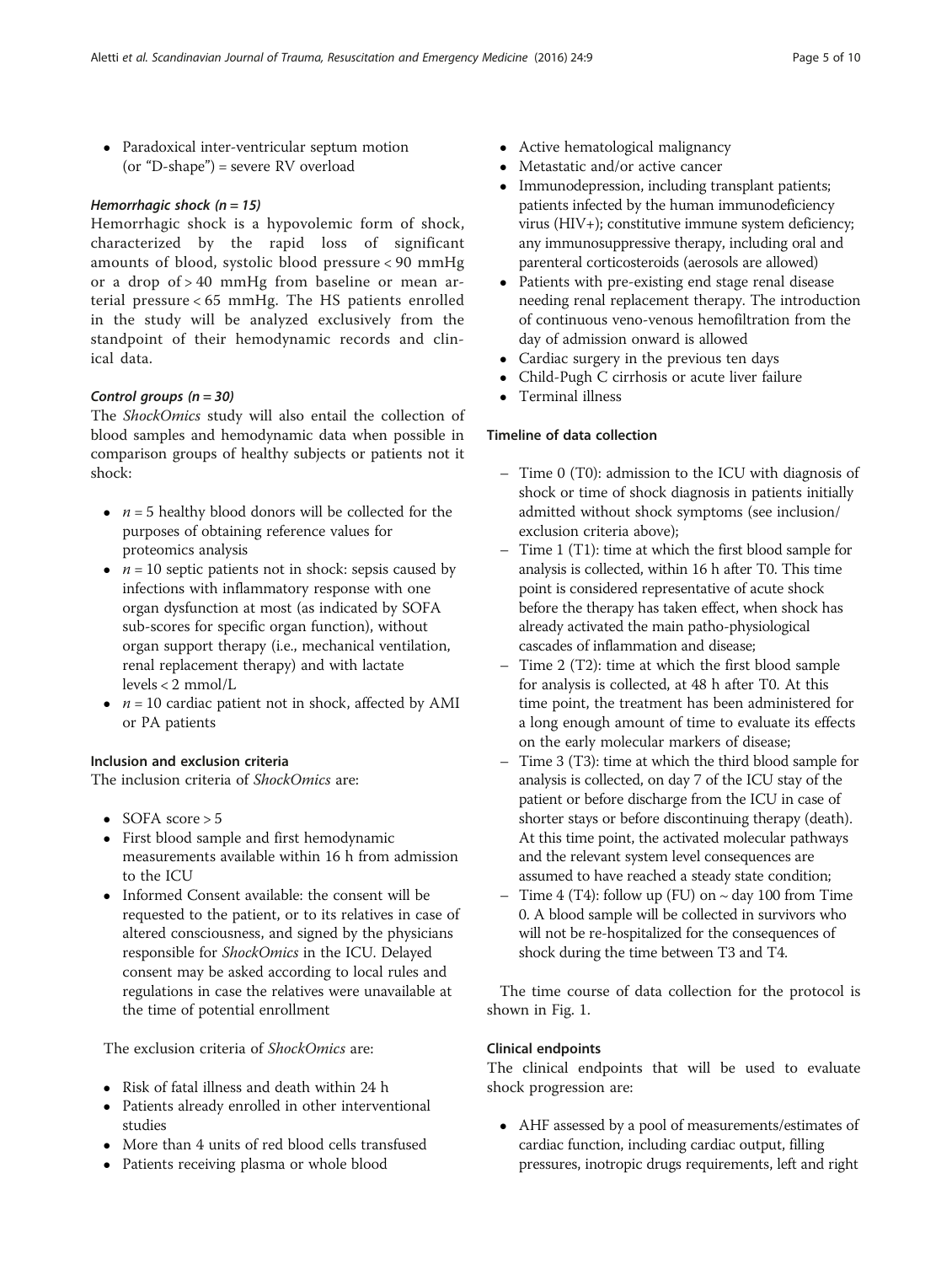- Paradoxical inter-ventricular septum motion (or "D-shape") = severe RV overload

#### *Hemorrhagic shock (n = 15)*

Hemorrhagic shock is a hypovolemic form of shock, characterized by the rapid loss of significant amounts of blood, systolic blood pressure < 90 mmHg or a drop of > 40 mmHg from baseline or mean arterial pressure < 65 mmHg. The HS patients enrolled in the study will be analyzed exclusively from the standpoint of their hemodynamic records and clinical data.

#### *Control groups (n = 30)*

The *ShockOmics* study will also entail the collection of blood samples and hemodynamic data when possible in comparison groups of healthy subjects or patients not it shock:

- *n* = 5 healthy blood donors will be collected for the purposes of obtaining reference values for proteomics analysis
- *n* = 10 septic patients not in shock: sepsis caused by infections with inflammatory response with one organ dysfunction at most (as indicated by SOFA sub-scores for specific organ function), without organ support therapy (i.e., mechanical ventilation, renal replacement therapy) and with lactate levels < 2 mmol/L
- *n* = 10 cardiac patient not in shock, affected by AMI or PA patients

### Inclusion and exclusion criteria

The inclusion criteria of *ShockOmics* are:

- SOFA score > 5
- First blood sample and first hemodynamic measurements available within 16 h from admission to the ICU
- Informed Consent available: the consent will be requested to the patient, or to its relatives in case of altered consciousness, and signed by the physicians responsible for *ShockOmics* in the ICU. Delayed consent may be asked according to local rules and regulations in case the relatives were unavailable at the time of potential enrollment

The exclusion criteria of *ShockOmics* are:

- Risk of fatal illness and death within 24 h
- Patients already enrolled in other interventional studies
- More than 4 units of red blood cells transfused
- Patients receiving plasma or whole blood
- Active hematological malignancy
- Metastatic and/or active cancer
- Immunodepression, including transplant patients; patients infected by the human immunodeficiency virus (HIV+); constitutive immune system deficiency; any immunosuppressive therapy, including oral and parenteral corticosteroids (aerosols are allowed)
- Patients with pre-existing end stage renal disease needing renal replacement therapy. The introduction of continuous veno-venous hemofiltration from the day of admission onward is allowed
- Cardiac surgery in the previous ten days
- Child-Pugh C cirrhosis or acute liver failure
- Terminal illness

### Timeline of data collection

- Time 0 (T0): admission to the ICU with diagnosis of shock or time of shock diagnosis in patients initially admitted without shock symptoms (see inclusion/exclusion criteria above);
- Time 1 (T1): time at which the first blood sample for analysis is collected, within 16 h after T0. This time point is considered representative of acute shock before the therapy has taken effect, when shock has already activated the main patho-physiological cascades of inflammation and disease;
- Time 2 (T2): time at which the first blood sample for analysis is collected, at 48 h after T0. At this time point, the treatment has been administered for a long enough amount of time to evaluate its effects on the early molecular markers of disease;
- Time 3 (T3): time at which the third blood sample for analysis is collected, on day 7 of the ICU stay of the patient or before discharge from the ICU in case of shorter stays or before discontinuing therapy (death). At this time point, the activated molecular pathways and the relevant system level consequences are assumed to have reached a steady state condition;
- Time 4 (T4): follow up (FU) on ~ day 100 from Time 0. A blood sample will be collected in survivors who will not be re-hospitalized for the consequences of shock during the time between T3 and T4.

The time course of data collection for the protocol is shown in Fig. 1.

### Clinical endpoints

The clinical endpoints that will be used to evaluate shock progression are:

- AHF assessed by a pool of measurements/estimates of cardiac function, including cardiac output, filling pressures, inotropic drugs requirements, left and right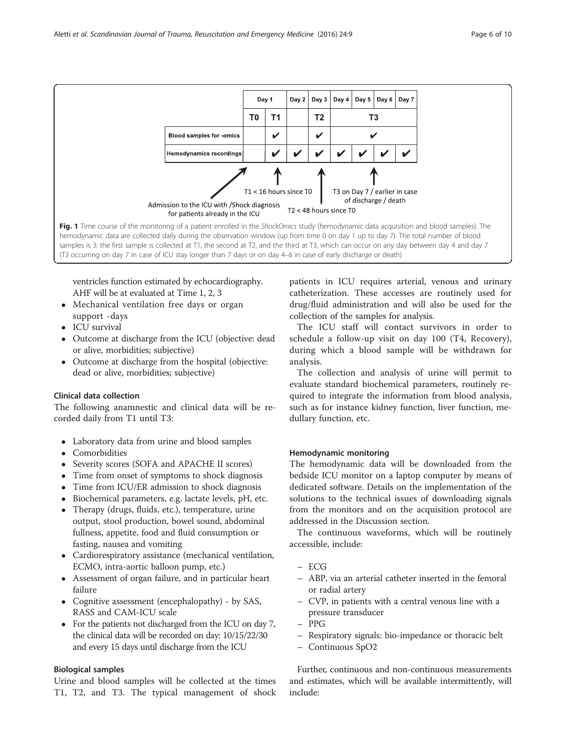| | Day 1 | | Day 2 | Day 3 | Day 4 | Day 5 | Day 6 | Day 7 |
|---|---|---|---|---|---|---|---|---|
| | T0 | T1 | | T2 | T3 | | | |
| Blood samples for -omics | | ✔ | | ✔ | ✔ | | | |
| Hemodynamics recordings | | ✔ | ✔ | ✔ | ✔ | ✔ | ✔ | ✔ |

Admission to the ICU with /Shock diagnosis for patients already in the ICU

T1 < 16 hours since T0

T2 < 48 hours since T0

T3 on Day 7 / earlier in case of discharge / death

**Fig. 1** Time course of the monitoring of a patient enrolled in the *ShockOmics* study (hemodynamic data acquisition and blood samples). The hemodynamic data are collected daily during the observation window (up from time 0 on day 1 up to day 7). The total number of blood samples is 3: the first sample is collected at T1, the second at T2, and the third at T3, which can occur on any day between day 4 and day 7 (T3 occurring on day 7 in case of ICU stay longer than 7 days or on day 4–6 in case of early discharge or death)

ventricles function estimated by echocardiography. AHF will be at evaluated at Time 1, 2, 3

- Mechanical ventilation free days or organ support -days
- ICU survival
- Outcome at discharge from the ICU (objective: dead or alive, morbidities; subjective)
- Outcome at discharge from the hospital (objective: dead or alive, morbidities; subjective)

### Clinical data collection

The following anamnestic and clinical data will be recorded daily from T1 until T3:

- Laboratory data from urine and blood samples
- Comorbidities
- Severity scores (SOFA and APACHE II scores)
- Time from onset of symptoms to shock diagnosis
- Time from ICU/ER admission to shock diagnosis
- Biochemical parameters, e.g. lactate levels, pH, etc.
- Therapy (drugs, fluids, etc.), temperature, urine output, stool production, bowel sound, abdominal fullness, appetite, food and fluid consumption or fasting, nausea and vomiting
- Cardiorespiratory assistance (mechanical ventilation, ECMO, intra-aortic balloon pump, etc.)
- Assessment of organ failure, and in particular heart failure
- Cognitive assessment (encephalopathy) - by SAS, RASS and CAM-ICU scale
- For the patients not discharged from the ICU on day 7, the clinical data will be recorded on day: 10/15/22/30 and every 15 days until discharge from the ICU

### Biological samples

Urine and blood samples will be collected at the times T1, T2, and T3. The typical management of shock patients in ICU requires arterial, venous and urinary catheterization. These accesses are routinely used for drug/fluid administration and will also be used for the collection of the samples for analysis.

The ICU staff will contact survivors in order to schedule a follow-up visit on day 100 (T4, Recovery), during which a blood sample will be withdrawn for analysis.

The collection and analysis of urine will permit to evaluate standard biochemical parameters, routinely required to integrate the information from blood analysis, such as for instance kidney function, liver function, medullary function, etc.

### Hemodynamic monitoring

The hemodynamic data will be downloaded from the bedside ICU monitor on a laptop computer by means of dedicated software. Details on the implementation of the solutions to the technical issues of downloading signals from the monitors and on the acquisition protocol are addressed in the Discussion section.

The continuous waveforms, which will be routinely accessible, include:

- ECG
- ABP, via an arterial catheter inserted in the femoral or radial artery
- CVP, in patients with a central venous line with a pressure transducer
- PPG
- Respiratory signals: bio-impedance or thoracic belt
- Continuous SpO2

Further, continuous and non-continuous measurements and estimates, which will be available intermittently, will include: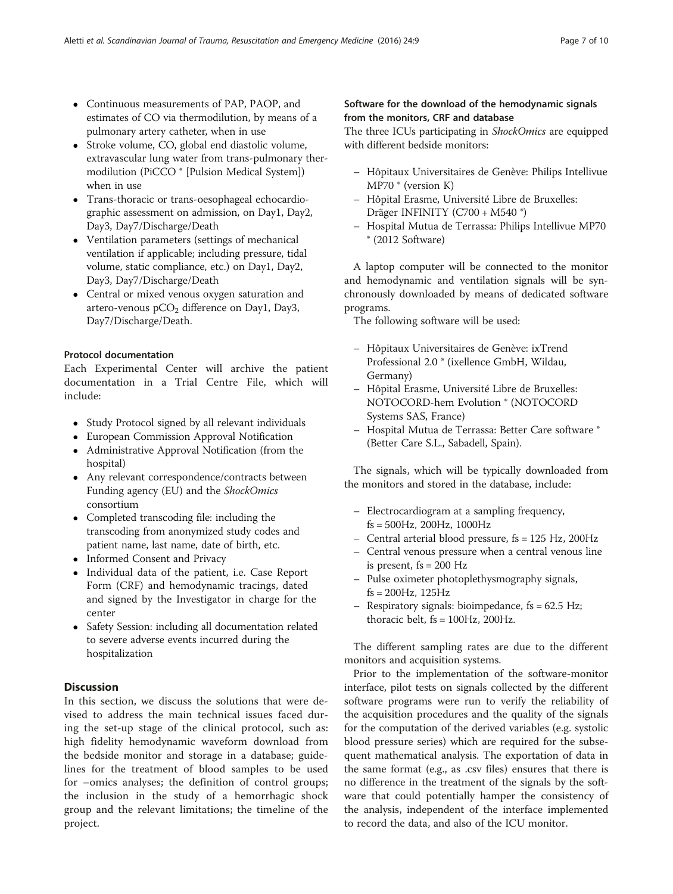- Continuous measurements of PAP, PAOP, and estimates of CO via thermodilution, by means of a pulmonary artery catheter, when in use
- Stroke volume, CO, global end diastolic volume, extravascular lung water from trans-pulmonary thermodilution (PiCCO ® [Pulsion Medical System]) when in use
- Trans-thoracic or trans-oesophageal echocardiographic assessment on admission, on Day1, Day2, Day3, Day7/Discharge/Death
- Ventilation parameters (settings of mechanical ventilation if applicable; including pressure, tidal volume, static compliance, etc.) on Day1, Day2, Day3, Day7/Discharge/Death
- Central or mixed venous oxygen saturation and artero-venous $pCO_2$ difference on Day1, Day3, Day7/Discharge/Death.

#### Protocol documentation

Each Experimental Center will archive the patient documentation in a Trial Centre File, which will include:

- Study Protocol signed by all relevant individuals
- European Commission Approval Notification
- Administrative Approval Notification (from the hospital)
- Any relevant correspondence/contracts between Funding agency (EU) and the *ShockOmics* consortium
- Completed transcoding file: including the transcoding from anonymized study codes and patient name, last name, date of birth, etc.
- Informed Consent and Privacy
- Individual data of the patient, i.e. Case Report Form (CRF) and hemodynamic tracings, dated and signed by the Investigator in charge for the center
- Safety Session: including all documentation related to severe adverse events incurred during the hospitalization

## Discussion

In this section, we discuss the solutions that were devised to address the main technical issues faced during the set-up stage of the clinical protocol, such as: high fidelity hemodynamic waveform download from the bedside monitor and storage in a database; guidelines for the treatment of blood samples to be used for –omics analyses; the definition of control groups; the inclusion in the study of a hemorrhagic shock group and the relevant limitations; the timeline of the project.

#### Software for the download of the hemodynamic signals from the monitors, CRF and database

The three ICUs participating in *ShockOmics* are equipped with different bedside monitors:

- Hôpitaux Universitaires de Genève: Philips Intellivue MP70 ® (version K)
- Hôpital Erasme, Université Libre de Bruxelles: Dräger INFINITY (C700 + M540 ®)
- Hospital Mutua de Terrassa: Philips Intellivue MP70 ® (2012 Software)

A laptop computer will be connected to the monitor and hemodynamic and ventilation signals will be synchronously downloaded by means of dedicated software programs.

The following software will be used:

- Hôpitaux Universitaires de Genève: ixTrend Professional 2.0 ® (ixellence GmbH, Wildau, Germany)
- Hôpital Erasme, Université Libre de Bruxelles: NOTOCORD-hem Evolution ® (NOTOCORD Systems SAS, France)
- Hospital Mutua de Terrassa: Better Care software ® (Better Care S.L., Sabadell, Spain).

The signals, which will be typically downloaded from the monitors and stored in the database, include:

- Electrocardiogram at a sampling frequency, fs = 500Hz, 200Hz, 1000Hz
- Central arterial blood pressure, fs = 125 Hz, 200Hz
- Central venous pressure when a central venous line is present, fs = 200 Hz
- Pulse oximeter photoplethysmography signals, fs = 200Hz, 125Hz
- Respiratory signals: bioimpedance, fs = 62.5 Hz; thoracic belt, fs = 100Hz, 200Hz.

The different sampling rates are due to the different monitors and acquisition systems.

Prior to the implementation of the software-monitor interface, pilot tests on signals collected by the different software programs were run to verify the reliability of the acquisition procedures and the quality of the signals for the computation of the derived variables (e.g. systolic blood pressure series) which are required for the subsequent mathematical analysis. The exportation of data in the same format (e.g., as .csv files) ensures that there is no difference in the treatment of the signals by the software that could potentially hamper the consistency of the analysis, independent of the interface implemented to record the data, and also of the ICU monitor.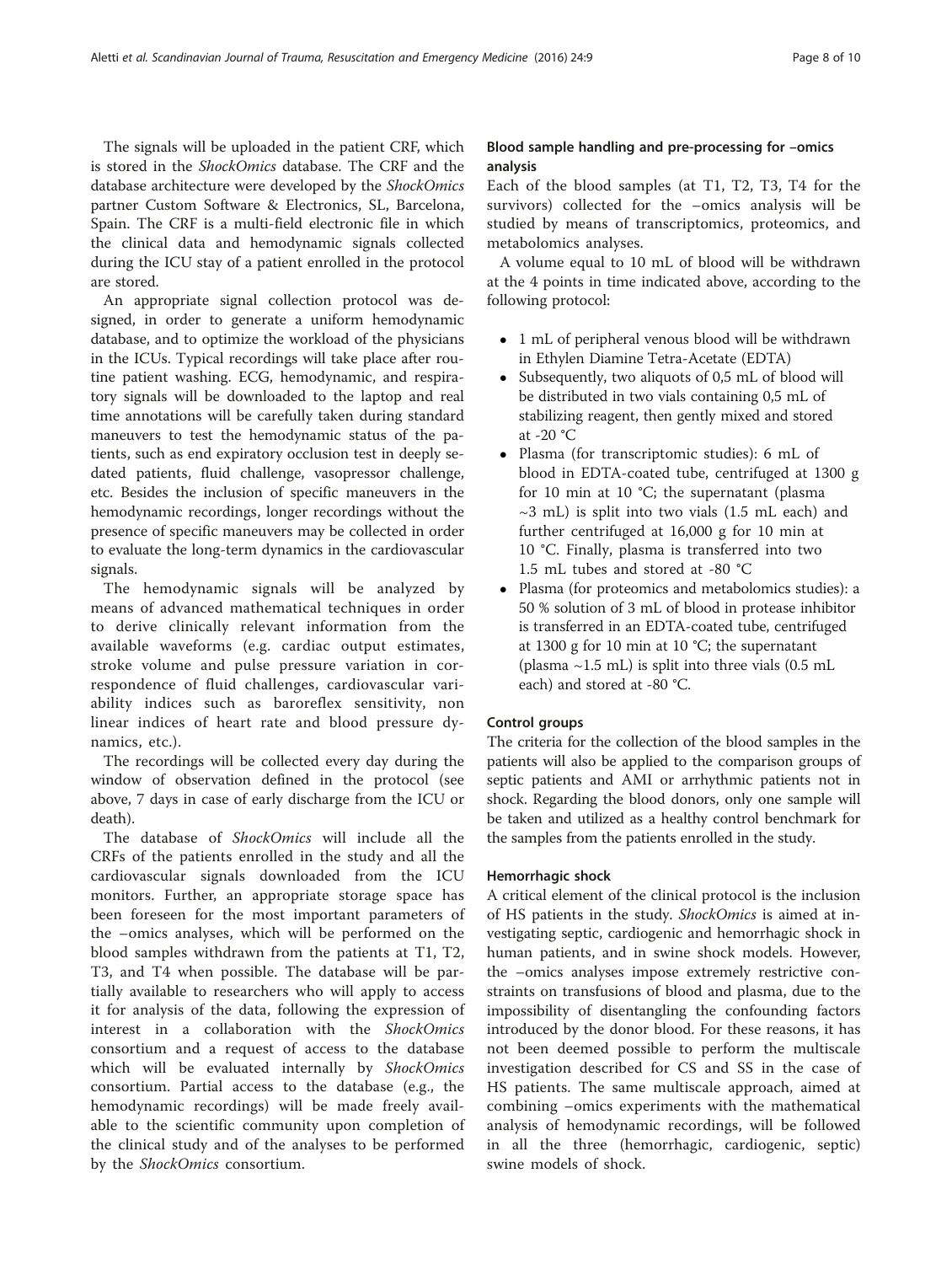The signals will be uploaded in the patient CRF, which is stored in the *ShockOmics* database. The CRF and the database architecture were developed by the *ShockOmics* partner Custom Software & Electronics, SL, Barcelona, Spain. The CRF is a multi-field electronic file in which the clinical data and hemodynamic signals collected during the ICU stay of a patient enrolled in the protocol are stored.

An appropriate signal collection protocol was designed, in order to generate a uniform hemodynamic database, and to optimize the workload of the physicians in the ICUs. Typical recordings will take place after routine patient washing. ECG, hemodynamic, and respiratory signals will be downloaded to the laptop and real time annotations will be carefully taken during standard maneuvers to test the hemodynamic status of the patients, such as end expiratory occlusion test in deeply sedated patients, fluid challenge, vasopressor challenge, etc. Besides the inclusion of specific maneuvers in the hemodynamic recordings, longer recordings without the presence of specific maneuvers may be collected in order to evaluate the long-term dynamics in the cardiovascular signals.

The hemodynamic signals will be analyzed by means of advanced mathematical techniques in order to derive clinically relevant information from the available waveforms (e.g. cardiac output estimates, stroke volume and pulse pressure variation in correspondence of fluid challenges, cardiovascular variability indices such as baroreflex sensitivity, non linear indices of heart rate and blood pressure dynamics, etc.).

The recordings will be collected every day during the window of observation defined in the protocol (see above, 7 days in case of early discharge from the ICU or death).

The database of *ShockOmics* will include all the CRFs of the patients enrolled in the study and all the cardiovascular signals downloaded from the ICU monitors. Further, an appropriate storage space has been foreseen for the most important parameters of the –omics analyses, which will be performed on the blood samples withdrawn from the patients at T1, T2, T3, and T4 when possible. The database will be partially available to researchers who will apply to access it for analysis of the data, following the expression of interest in a collaboration with the *ShockOmics* consortium and a request of access to the database which will be evaluated internally by *ShockOmics* consortium. Partial access to the database (e.g., the hemodynamic recordings) will be made freely available to the scientific community upon completion of the clinical study and of the analyses to be performed by the *ShockOmics* consortium.

### Blood sample handling and pre-processing for –omics analysis

Each of the blood samples (at T1, T2, T3, T4 for the survivors) collected for the –omics analysis will be studied by means of transcriptomics, proteomics, and metabolomics analyses.

A volume equal to 10 mL of blood will be withdrawn at the 4 points in time indicated above, according to the following protocol:

- 1 mL of peripheral venous blood will be withdrawn in Ethylen Diamine Tetra-Acetate (EDTA)
- Subsequently, two aliquots of 0,5 mL of blood will be distributed in two vials containing 0,5 mL of stabilizing reagent, then gently mixed and stored at -20 °C
- Plasma (for transcriptomic studies): 6 mL of blood in EDTA-coated tube, centrifuged at 1300 g for 10 min at 10 °C; the supernatant (plasma ~3 mL) is split into two vials (1.5 mL each) and further centrifuged at 16,000 g for 10 min at 10 °C. Finally, plasma is transferred into two 1.5 mL tubes and stored at -80 °C
- Plasma (for proteomics and metabolomics studies): a 50 % solution of 3 mL of blood in protease inhibitor is transferred in an EDTA-coated tube, centrifuged at 1300 g for 10 min at 10 °C; the supernatant (plasma ~1.5 mL) is split into three vials (0.5 mL each) and stored at -80 °C.

### Control groups

The criteria for the collection of the blood samples in the patients will also be applied to the comparison groups of septic patients and AMI or arrhythmic patients not in shock. Regarding the blood donors, only one sample will be taken and utilized as a healthy control benchmark for the samples from the patients enrolled in the study.

### Hemorrhagic shock

A critical element of the clinical protocol is the inclusion of HS patients in the study. *ShockOmics* is aimed at investigating septic, cardiogenic and hemorrhagic shock in human patients, and in swine shock models. However, the –omics analyses impose extremely restrictive constraints on transfusions of blood and plasma, due to the impossibility of disentangling the confounding factors introduced by the donor blood. For these reasons, it has not been deemed possible to perform the multiscale investigation described for CS and SS in the case of HS patients. The same multiscale approach, aimed at combining –omics experiments with the mathematical analysis of hemodynamic recordings, will be followed in all the three (hemorrhagic, cardiogenic, septic) swine models of shock.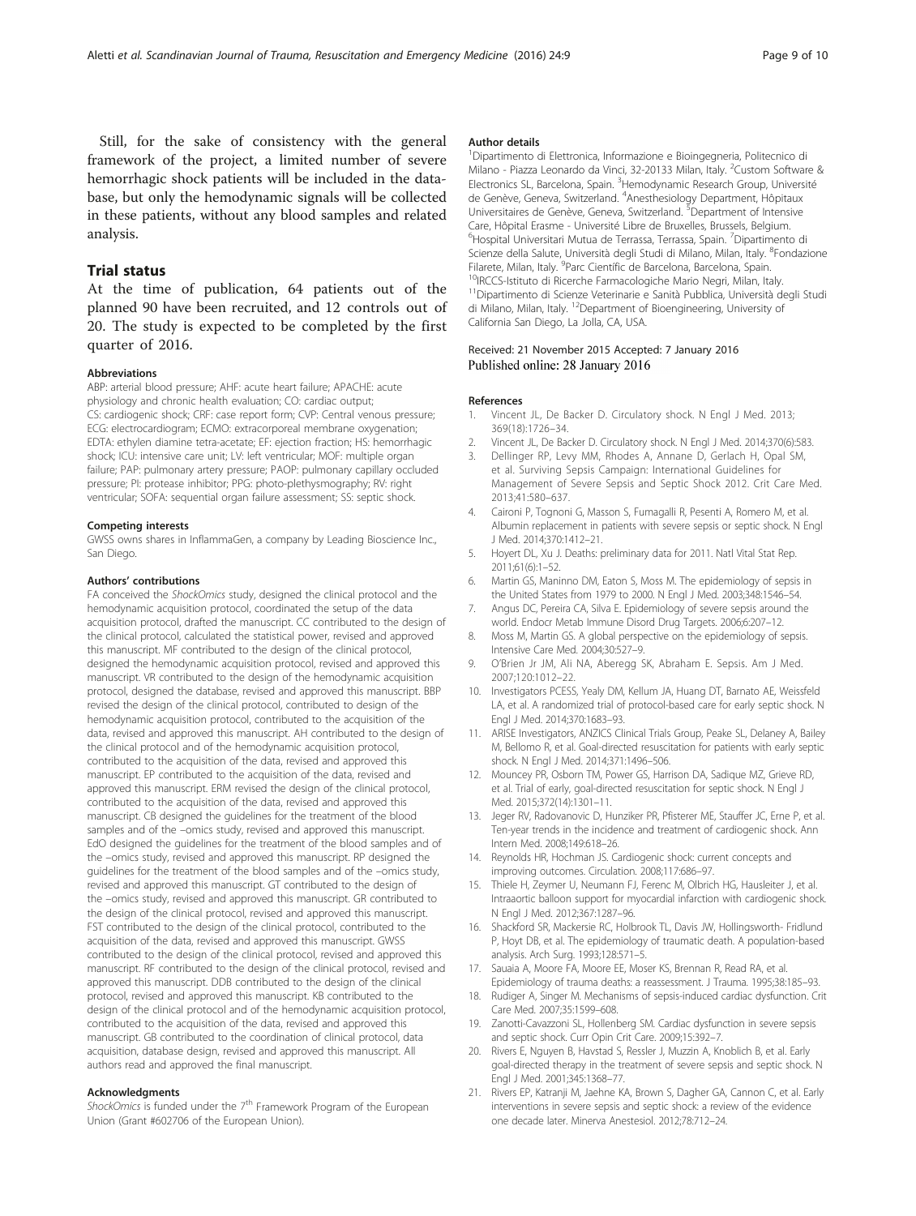Still, for the sake of consistency with the general framework of the project, a limited number of severe hemorrhagic shock patients will be included in the database, but only the hemodynamic signals will be collected in these patients, without any blood samples and related analysis.

## Trial status

At the time of publication, 64 patients out of the planned 90 have been recruited, and 12 controls out of 20. The study is expected to be completed by the first quarter of 2016.

#### Abbreviations

ABP: arterial blood pressure; AHF: acute heart failure; APACHE: acute physiology and chronic health evaluation; CO: cardiac output; CS: cardiogenic shock; CRF: case report form; CVP: Central venous pressure; ECG: electrocardiogram; ECMO: extracorporeal membrane oxygenation; EDTA: ethylen diamine tetra-acetate; EF: ejection fraction; HS: hemorrhagic shock; ICU: intensive care unit; LV: left ventricular; MOF: multiple organ failure; PAP: pulmonary artery pressure; PAOP: pulmonary capillary occluded pressure; PI: protease inhibitor; PPG: photo-plethysmography; RV: right ventricular; SOFA: sequential organ failure assessment; SS: septic shock.

#### Competing interests

GWSS owns shares in InflammaGen, a company by Leading Bioscience Inc., San Diego.

#### Authors' contributions

FA conceived the *ShockOmics* study, designed the clinical protocol and the hemodynamic acquisition protocol, coordinated the setup of the data acquisition protocol, drafted the manuscript. CC contributed to the design of the clinical protocol, calculated the statistical power, revised and approved this manuscript. MF contributed to the design of the clinical protocol, designed the hemodynamic acquisition protocol, revised and approved this manuscript. VR contributed to the design of the hemodynamic acquisition protocol, designed the database, revised and approved this manuscript. BBP revised the design of the clinical protocol, contributed to design of the hemodynamic acquisition protocol, contributed to the acquisition of the data, revised and approved this manuscript. AH contributed to the design of the clinical protocol and of the hemodynamic acquisition protocol, contributed to the acquisition of the data, revised and approved this manuscript. EP contributed to the acquisition of the data, revised and approved this manuscript. ERM revised the design of the clinical protocol, contributed to the acquisition of the data, revised and approved this manuscript. CB designed the guidelines for the treatment of the blood samples and of the –omics study, revised and approved this manuscript. EdO designed the guidelines for the treatment of the blood samples and of the –omics study, revised and approved this manuscript. RP designed the guidelines for the treatment of the blood samples and of the –omics study, revised and approved this manuscript. GT contributed to the design of the –omics study, revised and approved this manuscript. GR contributed to the design of the clinical protocol, revised and approved this manuscript. FST contributed to the design of the clinical protocol, contributed to the acquisition of the data, revised and approved this manuscript. GWSS contributed to the design of the clinical protocol, revised and approved this manuscript. RF contributed to the design of the clinical protocol, revised and approved this manuscript. DDB contributed to the design of the clinical protocol, revised and approved this manuscript. KB contributed to the design of the clinical protocol and of the hemodynamic acquisition protocol, contributed to the acquisition of the data, revised and approved this manuscript. GB contributed to the coordination of clinical protocol, data acquisition, database design, revised and approved this manuscript. All authors read and approved the final manuscript.

#### Acknowledgments

*ShockOmics* is funded under the 7th Framework Program of the European Union (Grant #602706 of the European Union).

#### Author details

[1]Dipartimento di Elettronica, Informazione e Bioingegneria, Politecnico di Milano - Piazza Leonardo da Vinci, 32-20133 Milan, Italy. [2]Custom Software & Electronics SL, Barcelona, Spain. [3]Hemodynamic Research Group, Université de Genève, Geneva, Switzerland. [4]Anesthesiology Department, Hôpitaux Universitaires de Genève, Geneva, Switzerland. [5]Department of Intensive Care, Hôpital Erasme - Université Libre de Bruxelles, Brussels, Belgium. [6]Hospital Universitari Mutua de Terrassa, Terrassa, Spain. [7]Dipartimento di Scienze della Salute, Università degli Studi di Milano, Milan, Italy. [8]Fondazione Filarete, Milan, Italy. [9]Parc Científic de Barcelona, Barcelona, Spain. [10]IRCCS-Istituto di Ricerche Farmacologiche Mario Negri, Milan, Italy. [11]Dipartimento di Scienze Veterinarie e Sanità Pubblica, Università degli Studi di Milano, Milan, Italy. [12]Department of Bioengineering, University of California San Diego, La Jolla, CA, USA.

Received: 21 November 2015 Accepted: 7 January 2016
Published online: 28 January 2016

#### References

1. Vincent JL, De Backer D. Circulatory shock. N Engl J Med. 2013; 369(18):1726–34.
2. Vincent JL, De Backer D. Circulatory shock. N Engl J Med. 2014;370(6):583.
3. Dellinger RP, Levy MM, Rhodes A, Annane D, Gerlach H, Opal SM, et al. Surviving Sepsis Campaign: International Guidelines for Management of Severe Sepsis and Septic Shock 2012. Crit Care Med. 2013;41:580–637.
4. Caironi P, Tognoni G, Masson S, Fumagalli R, Pesenti A, Romero M, et al. Albumin replacement in patients with severe sepsis or septic shock. N Engl J Med. 2014;370:1412–21.
5. Hoyert DL, Xu J. Deaths: preliminary data for 2011. Natl Vital Stat Rep. 2011;61(6):1–52.
6. Martin GS, Maninno DM, Eaton S, Moss M. The epidemiology of sepsis in the United States from 1979 to 2000. N Engl J Med. 2003;348:1546–54.
7. Angus DC, Pereira CA, Silva E. Epidemiology of severe sepsis around the world. Endocr Metab Immune Disord Drug Targets. 2006;6:207–12.
8. Moss M, Martin GS. A global perspective on the epidemiology of sepsis. Intensive Care Med. 2004;30:527–9.
9. O'Brien Jr JM, Ali NA, Aberegg SK, Abraham E. Sepsis. Am J Med. 2007;120:1012–22.
10. Investigators PCESS, Yealy DM, Kellum JA, Huang DT, Barnato AE, Weissfeld LA, et al. A randomized trial of protocol-based care for early septic shock. N Engl J Med. 2014;370:1683–93.
11. ARISE Investigators, ANZICS Clinical Trials Group, Peake SL, Delaney A, Bailey M, Bellomo R, et al. Goal-directed resuscitation for patients with early septic shock. N Engl J Med. 2014;371:1496–506.
12. Mouncey PR, Osborn TM, Power GS, Harrison DA, Sadique MZ, Grieve RD, et al. Trial of early, goal-directed resuscitation for septic shock. N Engl J Med. 2015;372(14):1301–11.
13. Jeger RV, Radovanovic D, Hunziker PR, Pfisterer ME, Stauffer JC, Erne P, et al. Ten-year trends in the incidence and treatment of cardiogenic shock. Ann Intern Med. 2008;149:618–26.
14. Reynolds HR, Hochman JS. Cardiogenic shock: current concepts and improving outcomes. Circulation. 2008;117:686–97.
15. Thiele H, Zeymer U, Neumann FJ, Ferenc M, Olbrich HG, Hausleiter J, et al. Intraaortic balloon support for myocardial infarction with cardiogenic shock. N Engl J Med. 2012;367:1287–96.
16. Shackford SR, Mackersie RC, Holbrook TL, Davis JW, Hollingsworth- Fridlund P, Hoyt DB, et al. The epidemiology of traumatic death. A population-based analysis. Arch Surg. 1993;128:571–5.
17. Sauaia A, Moore FA, Moore EE, Moser KS, Brennan R, Read RA, et al. Epidemiology of trauma deaths: a reassessment. J Trauma. 1995;38:185–93.
18. Rudiger A, Singer M. Mechanisms of sepsis-induced cardiac dysfunction. Crit Care Med. 2007;35:1599–608.
19. Zanotti-Cavazzoni SL, Hollenberg SM. Cardiac dysfunction in severe sepsis and septic shock. Curr Opin Crit Care. 2009;15:392–7.
20. Rivers E, Nguyen B, Havstad S, Ressler J, Muzzin A, Knoblich B, et al. Early goal-directed therapy in the treatment of severe sepsis and septic shock. N Engl J Med. 2001;345:1368–77.
21. Rivers EP, Katranji M, Jaehne KA, Brown S, Dagher GA, Cannon C, et al. Early interventions in severe sepsis and septic shock: a review of the evidence one decade later. Minerva Anestesiol. 2012;78:712–24.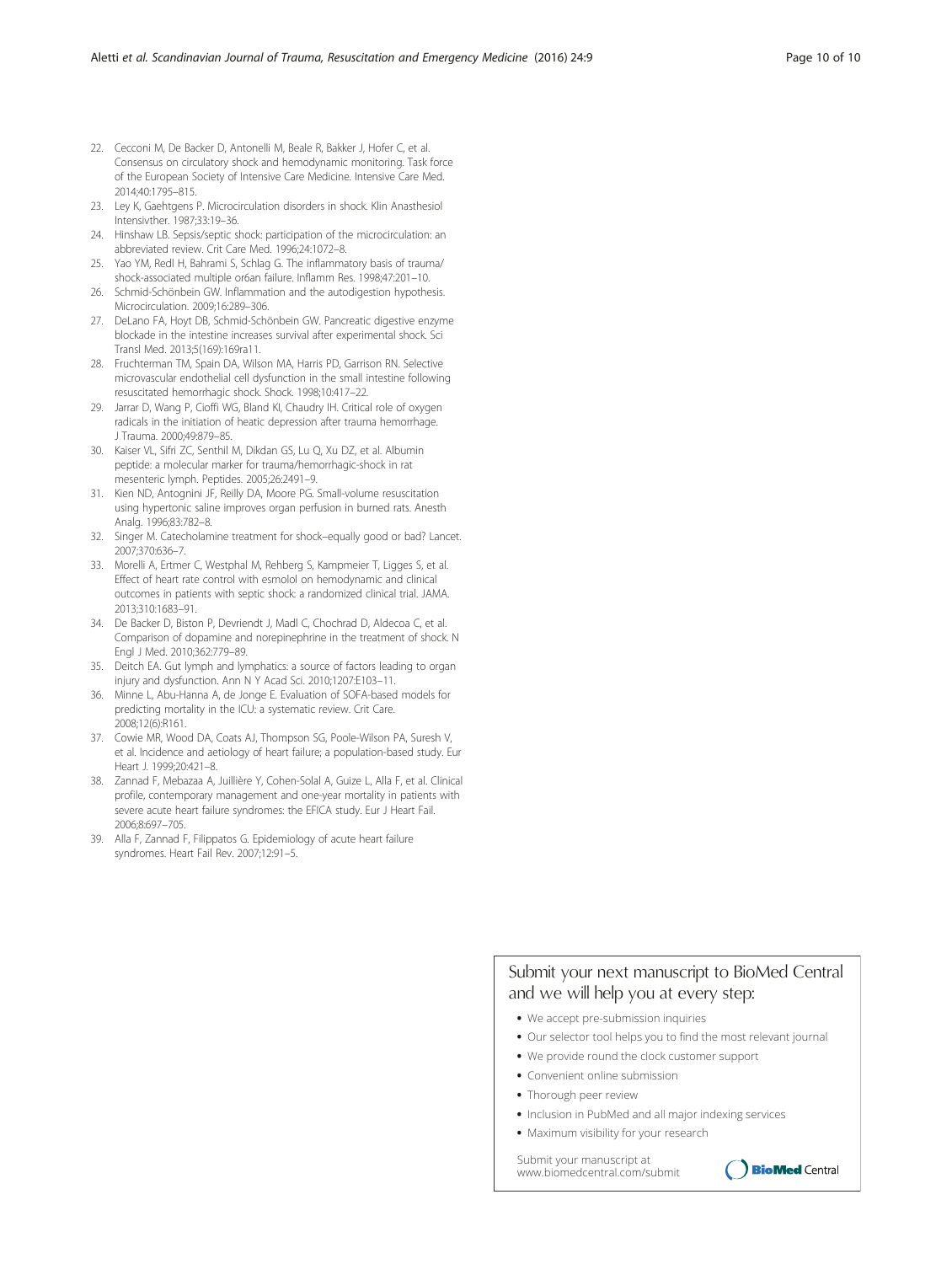22. Cecconi M, De Backer D, Antonelli M, Beale R, Bakker J, Hofer C, et al. Consensus on circulatory shock and hemodynamic monitoring. Task force of the European Society of Intensive Care Medicine. Intensive Care Med. 2014;40:1795–815.
23. Ley K, Gaehtgens P. Microcirculation disorders in shock. Klin Anasthesiol Intensivther. 1987;33:19–36.
24. Hinshaw LB. Sepsis/septic shock: participation of the microcirculation: an abbreviated review. Crit Care Med. 1996;24:1072–8.
25. Yao YM, Redl H, Bahrami S, Schlag G. The inflammatory basis of trauma/shock-associated multiple or6an failure. Inflamm Res. 1998;47:201–10.
26. Schmid-Schönbein GW. Inflammation and the autodigestion hypothesis. Microcirculation. 2009;16:289–306.
27. DeLano FA, Hoyt DB, Schmid-Schönbein GW. Pancreatic digestive enzyme blockade in the intestine increases survival after experimental shock. Sci Transl Med. 2013;5(169):169ra11.
28. Fruchterman TM, Spain DA, Wilson MA, Harris PD, Garrison RN. Selective microvascular endothelial cell dysfunction in the small intestine following resuscitated hemorrhagic shock. Shock. 1998;10:417–22.
29. Jarrar D, Wang P, Cioffi WG, Bland KI, Chaudry IH. Critical role of oxygen radicals in the initiation of heatic depression after trauma hemorrhage. J Trauma. 2000;49:879–85.
30. Kaiser VL, Sifri ZC, Senthil M, Dikdan GS, Lu Q, Xu DZ, et al. Albumin peptide: a molecular marker for trauma/hemorrhagic-shock in rat mesenteric lymph. Peptides. 2005;26:2491–9.
31. Kien ND, Antognini JF, Reilly DA, Moore PG. Small-volume resuscitation using hypertonic saline improves organ perfusion in burned rats. Anesth Analg. 1996;83:782–8.
32. Singer M. Catecholamine treatment for shock–equally good or bad? Lancet. 2007;370:636–7.
33. Morelli A, Ertmer C, Westphal M, Rehberg S, Kampmeier T, Ligges S, et al. Effect of heart rate control with esmolol on hemodynamic and clinical outcomes in patients with septic shock: a randomized clinical trial. JAMA. 2013;310:1683–91.
34. De Backer D, Biston P, Devriendt J, Madl C, Chochrad D, Aldecoa C, et al. Comparison of dopamine and norepinephrine in the treatment of shock. N Engl J Med. 2010;362:779–89.
35. Deitch EA. Gut lymph and lymphatics: a source of factors leading to organ injury and dysfunction. Ann N Y Acad Sci. 2010;1207:E103–11.
36. Minne L, Abu-Hanna A, de Jonge E. Evaluation of SOFA-based models for predicting mortality in the ICU: a systematic review. Crit Care. 2008;12(6):R161.
37. Cowie MR, Wood DA, Coats AJ, Thompson SG, Poole-Wilson PA, Suresh V, et al. Incidence and aetiology of heart failure; a population-based study. Eur Heart J. 1999;20:421–8.
38. Zannad F, Mebazaa A, Juillière Y, Cohen-Solal A, Guize L, Alla F, et al. Clinical profile, contemporary management and one-year mortality in patients with severe acute heart failure syndromes: the EFICA study. Eur J Heart Fail. 2006;8:697–705.
39. Alla F, Zannad F, Filippatos G. Epidemiology of acute heart failure syndromes. Heart Fail Rev. 2007;12:91–5.

Submit your next manuscript to BioMed Central and we will help you at every step:

- We accept pre-submission inquiries
- Our selector tool helps you to find the most relevant journal
- We provide round the clock customer support
- Convenient online submission
- Thorough peer review
- Inclusion in PubMed and all major indexing services
- Maximum visibility for your research

Submit your manuscript at www.biomedcentral.com/submit

BioMed Central